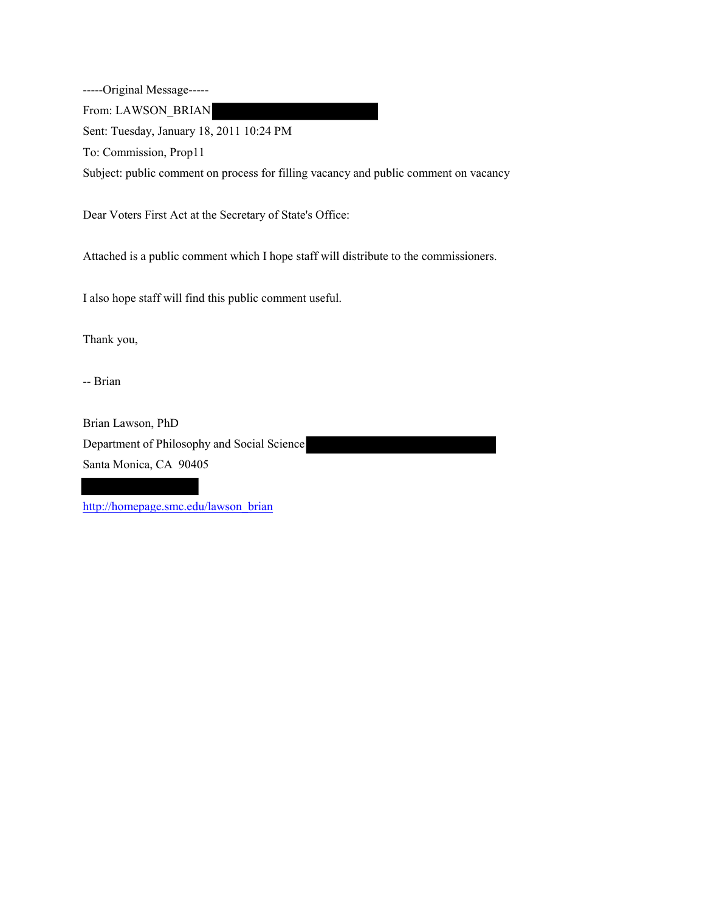-----Original Message-----

From: LAWSON_BRIAN

Sent: Tuesday, January 18, 2011 10:24 PM

To: Commission, Prop11

Subject: public comment on process for filling vacancy and public comment on vacancy

Dear Voters First Act at the Secretary of State's Office:

Attached is a public comment which I hope staff will distribute to the commissioners.

I also hope staff will find this public comment useful.

Thank you,

-- Brian

Brian Lawson, PhD

Department of Philosophy and Social Science

Santa Monica, CA 90405

http://homepage.smc.edu/lawson_brian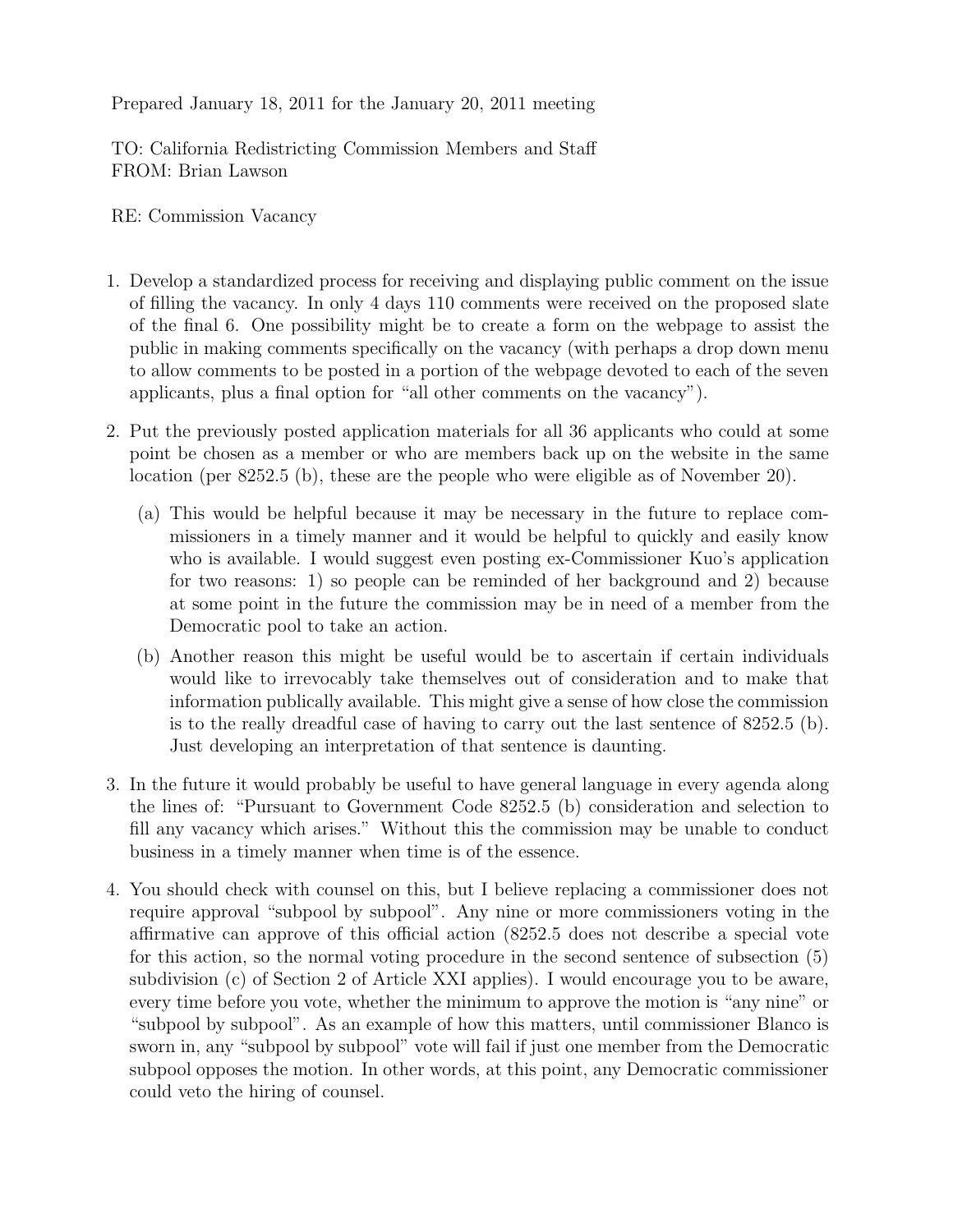Prepared January 18, 2011 for the January 20, 2011 meeting

TO: California Redistricting Commission Members and Staff
FROM: Brian Lawson

RE: Commission Vacancy

1. Develop a standardized process for receiving and displaying public comment on the issue of filling the vacancy. In only 4 days 110 comments were received on the proposed slate of the final 6. One possibility might be to create a form on the webpage to assist the public in making comments specifically on the vacancy (with perhaps a drop down menu to allow comments to be posted in a portion of the webpage devoted to each of the seven applicants, plus a final option for "all other comments on the vacancy").

2. Put the previously posted application materials for all 36 applicants who could at some point be chosen as a member or who are members back up on the website in the same location (per 8252.5 (b), these are the people who were eligible as of November 20).

   (a) This would be helpful because it may be necessary in the future to replace commissioners in a timely manner and it would be helpful to quickly and easily know who is available. I would suggest even posting ex-Commissioner Kuo's application for two reasons: 1) so people can be reminded of her background and 2) because at some point in the future the commission may be in need of a member from the Democratic pool to take an action.

   (b) Another reason this might be useful would be to ascertain if certain individuals would like to irrevocably take themselves out of consideration and to make that information publically available. This might give a sense of how close the commission is to the really dreadful case of having to carry out the last sentence of 8252.5 (b). Just developing an interpretation of that sentence is daunting.

3. In the future it would probably be useful to have general language in every agenda along the lines of: "Pursuant to Government Code 8252.5 (b) consideration and selection to fill any vacancy which arises." Without this the commission may be unable to conduct business in a timely manner when time is of the essence.

4. You should check with counsel on this, but I believe replacing a commissioner does not require approval "subpool by subpool". Any nine or more commissioners voting in the affirmative can approve of this official action (8252.5 does not describe a special vote for this action, so the normal voting procedure in the second sentence of subsection (5) subdivision (c) of Section 2 of Article XXI applies). I would encourage you to be aware, every time before you vote, whether the minimum to approve the motion is "any nine" or "subpool by subpool". As an example of how this matters, until commissioner Blanco is sworn in, any "subpool by subpool" vote will fail if just one member from the Democratic subpool opposes the motion. In other words, at this point, any Democratic commissioner could veto the hiring of counsel.